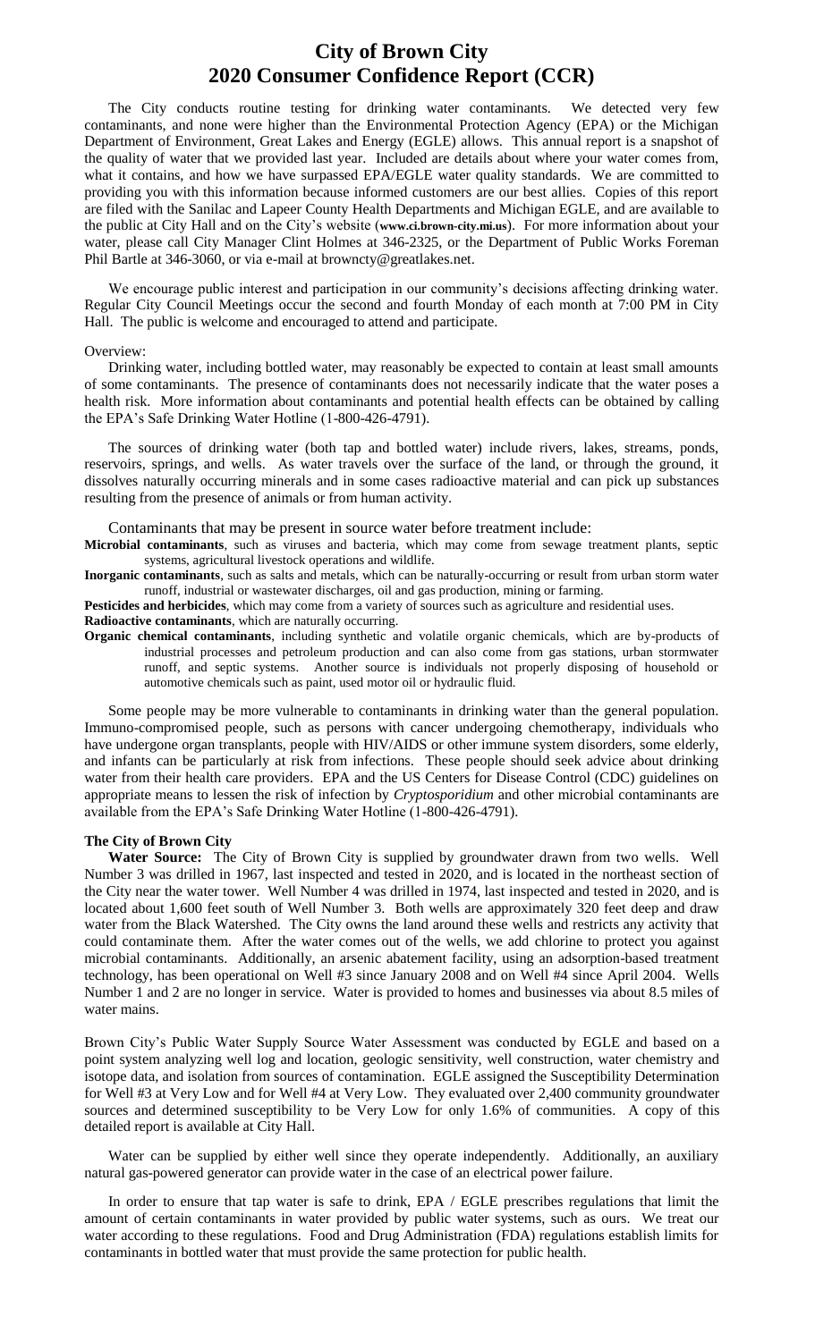# City of Brown City
# 2020 Consumer Confidence Report (CCR)

The City conducts routine testing for drinking water contaminants. We detected very few contaminants, and none were higher than the Environmental Protection Agency (EPA) or the Michigan Department of Environment, Great Lakes and Energy (EGLE) allows. This annual report is a snapshot of the quality of water that we provided last year. Included are details about where your water comes from, what it contains, and how we have surpassed EPA/EGLE water quality standards. We are committed to providing you with this information because informed customers are our best allies. Copies of this report are filed with the Sanilac and Lapeer County Health Departments and Michigan EGLE, and are available to the public at City Hall and on the City's website (**www.ci.brown-city.mi.us**). For more information about your water, please call City Manager Clint Holmes at 346-2325, or the Department of Public Works Foreman Phil Bartle at 346-3060, or via e-mail at browncty@greatlakes.net.

We encourage public interest and participation in our community's decisions affecting drinking water. Regular City Council Meetings occur the second and fourth Monday of each month at 7:00 PM in City Hall. The public is welcome and encouraged to attend and participate.

Overview:

Drinking water, including bottled water, may reasonably be expected to contain at least small amounts of some contaminants. The presence of contaminants does not necessarily indicate that the water poses a health risk. More information about contaminants and potential health effects can be obtained by calling the EPA's Safe Drinking Water Hotline (1-800-426-4791).

The sources of drinking water (both tap and bottled water) include rivers, lakes, streams, ponds, reservoirs, springs, and wells. As water travels over the surface of the land, or through the ground, it dissolves naturally occurring minerals and in some cases radioactive material and can pick up substances resulting from the presence of animals or from human activity.

Contaminants that may be present in source water before treatment include:

**Microbial contaminants**, such as viruses and bacteria, which may come from sewage treatment plants, septic systems, agricultural livestock operations and wildlife.

**Inorganic contaminants**, such as salts and metals, which can be naturally-occurring or result from urban storm water runoff, industrial or wastewater discharges, oil and gas production, mining or farming.

**Pesticides and herbicides**, which may come from a variety of sources such as agriculture and residential uses.

**Radioactive contaminants**, which are naturally occurring.

**Organic chemical contaminants**, including synthetic and volatile organic chemicals, which are by-products of industrial processes and petroleum production and can also come from gas stations, urban stormwater runoff, and septic systems. Another source is individuals not properly disposing of household or automotive chemicals such as paint, used motor oil or hydraulic fluid.

Some people may be more vulnerable to contaminants in drinking water than the general population. Immuno-compromised people, such as persons with cancer undergoing chemotherapy, individuals who have undergone organ transplants, people with HIV/AIDS or other immune system disorders, some elderly, and infants can be particularly at risk from infections. These people should seek advice about drinking water from their health care providers. EPA and the US Centers for Disease Control (CDC) guidelines on appropriate means to lessen the risk of infection by *Cryptosporidium* and other microbial contaminants are available from the EPA's Safe Drinking Water Hotline (1-800-426-4791).

**The City of Brown City**

**Water Source:** The City of Brown City is supplied by groundwater drawn from two wells. Well Number 3 was drilled in 1967, last inspected and tested in 2020, and is located in the northeast section of the City near the water tower. Well Number 4 was drilled in 1974, last inspected and tested in 2020, and is located about 1,600 feet south of Well Number 3. Both wells are approximately 320 feet deep and draw water from the Black Watershed. The City owns the land around these wells and restricts any activity that could contaminate them. After the water comes out of the wells, we add chlorine to protect you against microbial contaminants. Additionally, an arsenic abatement facility, using an adsorption-based treatment technology, has been operational on Well #3 since January 2008 and on Well #4 since April 2004. Wells Number 1 and 2 are no longer in service. Water is provided to homes and businesses via about 8.5 miles of water mains.

Brown City's Public Water Supply Source Water Assessment was conducted by EGLE and based on a point system analyzing well log and location, geologic sensitivity, well construction, water chemistry and isotope data, and isolation from sources of contamination. EGLE assigned the Susceptibility Determination for Well #3 at Very Low and for Well #4 at Very Low. They evaluated over 2,400 community groundwater sources and determined susceptibility to be Very Low for only 1.6% of communities. A copy of this detailed report is available at City Hall.

Water can be supplied by either well since they operate independently. Additionally, an auxiliary natural gas-powered generator can provide water in the case of an electrical power failure.

In order to ensure that tap water is safe to drink, EPA / EGLE prescribes regulations that limit the amount of certain contaminants in water provided by public water systems, such as ours. We treat our water according to these regulations. Food and Drug Administration (FDA) regulations establish limits for contaminants in bottled water that must provide the same protection for public health.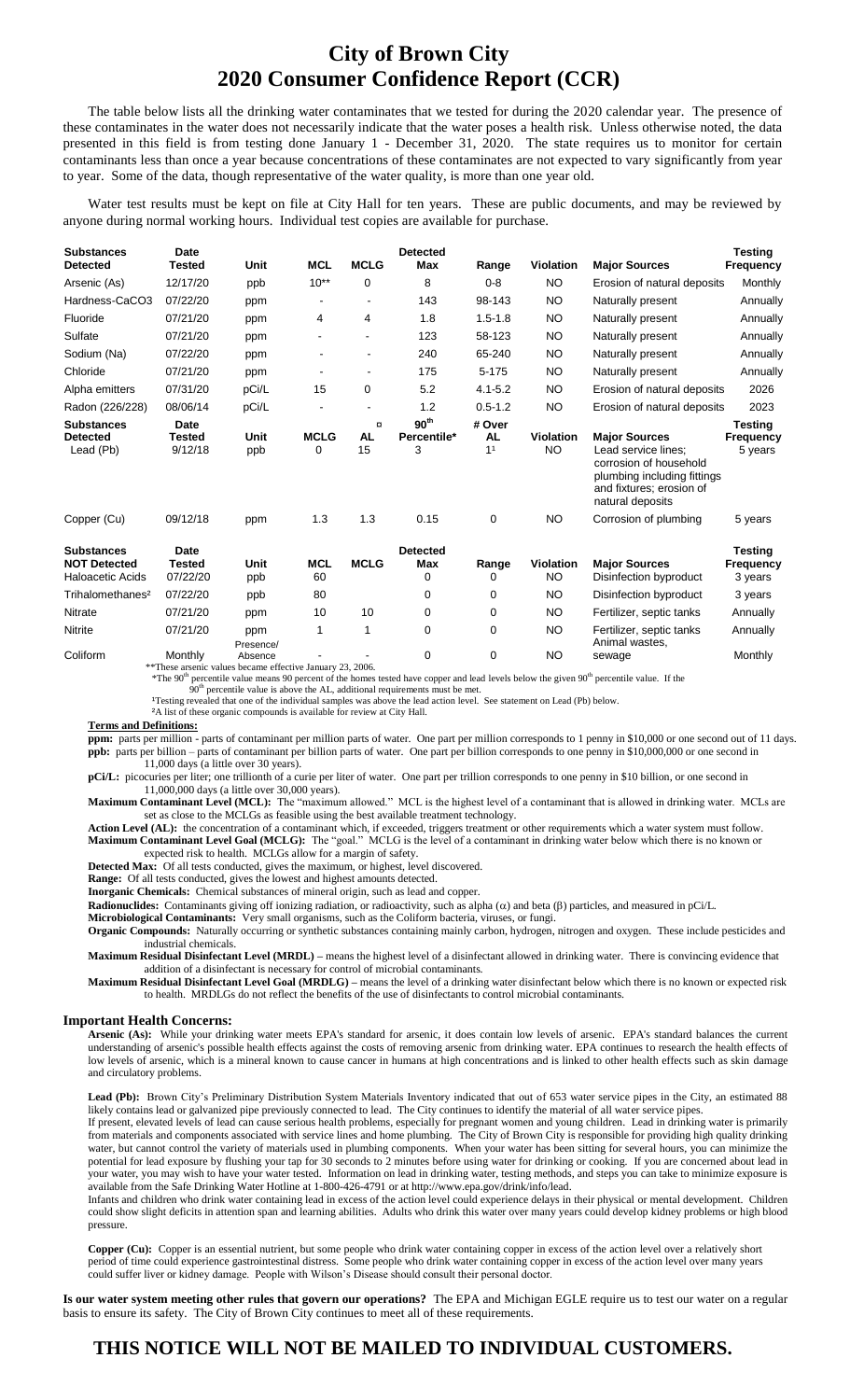# City of Brown City
# 2020 Consumer Confidence Report (CCR)

The table below lists all the drinking water contaminates that we tested for during the 2020 calendar year. The presence of these contaminates in the water does not necessarily indicate that the water poses a health risk. Unless otherwise noted, the data presented in this field is from testing done January 1 - December 31, 2020. The state requires us to monitor for certain contaminants less than once a year because concentrations of these contaminates are not expected to vary significantly from year to year. Some of the data, though representative of the water quality, is more than one year old.

Water test results must be kept on file at City Hall for ten years. These are public documents, and may be reviewed by anyone during normal working hours. Individual test copies are available for purchase.

| Substances Detected | Date Tested | Unit | MCL | MCLG | Detected Max | Range | Violation | Major Sources | Testing Frequency |
|---|---|---|---|---|---|---|---|---|---|
| Arsenic (As) | 12/17/20 | ppb | 10** | 0 | 8 | 0-8 | NO | Erosion of natural deposits | Monthly |
| Hardness-CaCO3 | 07/22/20 | ppm | - | - | 143 | 98-143 | NO | Naturally present | Annually |
| Fluoride | 07/21/20 | ppm | 4 | 4 | 1.8 | 1.5-1.8 | NO | Naturally present | Annually |
| Sulfate | 07/21/20 | ppm | - | - | 123 | 58-123 | NO | Naturally present | Annually |
| Sodium (Na) | 07/22/20 | ppm | - | - | 240 | 65-240 | NO | Naturally present | Annually |
| Chloride | 07/21/20 | ppm | - | - | 175 | 5-175 | NO | Naturally present | Annually |
| Alpha emitters | 07/31/20 | pCi/L | 15 | 0 | 5.2 | 4.1-5.2 | NO | Erosion of natural deposits | 2026 |
| Radon (226/228) | 08/06/14 | pCi/L | - | - | 1.2 | 0.5-1.2 | NO | Erosion of natural deposits | 2023 |

| Substances Detected | Date Tested | Unit | MCLG | AL | 90th Percentile* | # Over AL | Violation | Major Sources | Testing Frequency |
|---|---|---|---|---|---|---|---|---|---|
| Lead (Pb) | 9/12/18 | ppb | 0 | 15 | 3 | 1[1] | NO | Lead service lines; corrosion of household plumbing including fittings and fixtures; erosion of natural deposits | 5 years |
| Copper (Cu) | 09/12/18 | ppm | 1.3 | 1.3 | 0.15 | 0 | NO | Corrosion of plumbing | 5 years |

| Substances NOT Detected | Date Tested | Unit | MCL | MCLG | Detected Max | Range | Violation | Major Sources | Testing Frequency |
|---|---|---|---|---|---|---|---|---|---|
| Haloacetic Acids | 07/22/20 | ppb | 60 | | 0 | 0 | NO | Disinfection byproduct | 3 years |
| Trihalomethanes[2] | 07/22/20 | ppb | 80 | | 0 | 0 | NO | Disinfection byproduct | 3 years |
| Nitrate | 07/21/20 | ppm | 10 | 10 | 0 | 0 | NO | Fertilizer, septic tanks | Annually |
| Nitrite | 07/21/20 | ppm | 1 | 1 | 0 | 0 | NO | Fertilizer, septic tanks | Annually |
| Coliform | Monthly | Presence/ Absence | - | - | 0 | 0 | NO | Animal wastes, sewage | Monthly |

**These arsenic values became effective January 23, 2006.

*The 90th percentile value means 90 percent of the homes tested have copper and lead levels below the given 90th percentile value. If the 90th percentile value is above the AL, additional requirements must be met.

[1]Testing revealed that one of the individual samples was above the lead action level. See statement on Lead (Pb) below.

[2]A list of these organic compounds is available for review at City Hall.

**Terms and Definitions:**

**ppm:** parts per million - parts of contaminant per million parts of water. One part per million corresponds to 1 penny in $10,000 or one second out of 11 days.

**ppb:** parts per billion – parts of contaminant per billion parts of water. One part per billion corresponds to one penny in $10,000,000 or one second in 11,000 days (a little over 30 years).

**pCi/L:** picocuries per liter; one trillionth of a curie per liter of water. One part per trillion corresponds to one penny in $10 billion, or one second in 11,000,000 days (a little over 30,000 years).

**Maximum Contaminant Level (MCL):** The "maximum allowed." MCL is the highest level of a contaminant that is allowed in drinking water. MCLs are set as close to the MCLGs as feasible using the best available treatment technology.

**Action Level (AL):** the concentration of a contaminant which, if exceeded, triggers treatment or other requirements which a water system must follow.

**Maximum Contaminant Level Goal (MCLG):** The "goal." MCLG is the level of a contaminant in drinking water below which there is no known or expected risk to health. MCLGs allow for a margin of safety.

**Detected Max:** Of all tests conducted, gives the maximum, or highest, level discovered.

**Range:** Of all tests conducted, gives the lowest and highest amounts detected.

**Inorganic Chemicals:** Chemical substances of mineral origin, such as lead and copper.

**Radionuclides:** Contaminants giving off ionizing radiation, or radioactivity, such as alpha ($\alpha$) and beta ($\beta$) particles, and measured in pCi/L.

**Microbiological Contaminants:** Very small organisms, such as the Coliform bacteria, viruses, or fungi.

**Organic Compounds:** Naturally occurring or synthetic substances containing mainly carbon, hydrogen, nitrogen and oxygen. These include pesticides and industrial chemicals.

**Maximum Residual Disinfectant Level (MRDL)** – means the highest level of a disinfectant allowed in drinking water. There is convincing evidence that addition of a disinfectant is necessary for control of microbial contaminants.

**Maximum Residual Disinfectant Level Goal (MRDLG)** – means the level of a drinking water disinfectant below which there is no known or expected risk to health. MRDLGs do not reflect the benefits of the use of disinfectants to control microbial contaminants.

**Important Health Concerns:**

**Arsenic (As):** While your drinking water meets EPA's standard for arsenic, it does contain low levels of arsenic. EPA's standard balances the current understanding of arsenic's possible health effects against the costs of removing arsenic from drinking water. EPA continues to research the health effects of low levels of arsenic, which is a mineral known to cause cancer in humans at high concentrations and is linked to other health effects such as skin damage and circulatory problems.

**Lead (Pb):** Brown City's Preliminary Distribution System Materials Inventory indicated that out of 653 water service pipes in the City, an estimated 88 likely contains lead or galvanized pipe previously connected to lead. The City continues to identify the material of all water service pipes.

If present, elevated levels of lead can cause serious health problems, especially for pregnant women and young children. Lead in drinking water is primarily from materials and components associated with service lines and home plumbing. The City of Brown City is responsible for providing high quality drinking water, but cannot control the variety of materials used in plumbing components. When your water has been sitting for several hours, you can minimize the potential for lead exposure by flushing your tap for 30 seconds to 2 minutes before using water for drinking or cooking. If you are concerned about lead in your water, you may wish to have your water tested. Information on lead in drinking water, testing methods, and steps you can take to minimize exposure is available from the Safe Drinking Water Hotline at 1-800-426-4791 or at http://www.epa.gov/drink/info/lead.

Infants and children who drink water containing lead in excess of the action level could experience delays in their physical or mental development. Children could show slight deficits in attention span and learning abilities. Adults who drink this water over many years could develop kidney problems or high blood pressure.

**Copper (Cu):** Copper is an essential nutrient, but some people who drink water containing copper in excess of the action level over a relatively short period of time could experience gastrointestinal distress. Some people who drink water containing copper in excess of the action level over many years could suffer liver or kidney damage. People with Wilson's Disease should consult their personal doctor.

**Is our water system meeting other rules that govern our operations?** The EPA and Michigan EGLE require us to test our water on a regular basis to ensure its safety. The City of Brown City continues to meet all of these requirements.

## THIS NOTICE WILL NOT BE MAILED TO INDIVIDUAL CUSTOMERS.